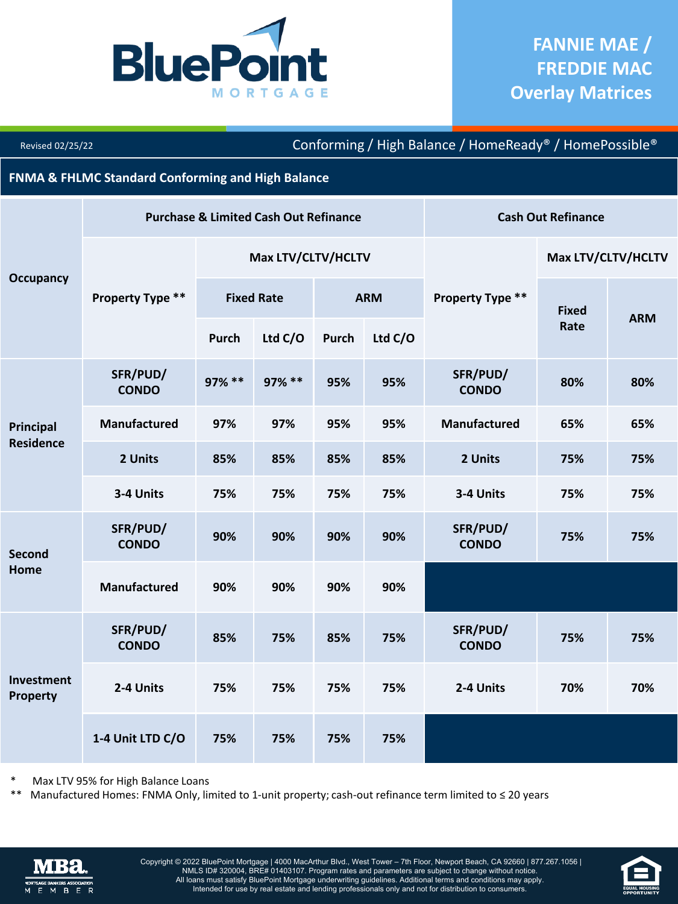BluePoint MORTGAGE

# FANNIE MAE / FREDDIE MAC Overlay Matrices

Revised 02/25/22

Conforming / High Balance / HomeReady® / HomePossible®

## FNMA & FHLMC Standard Conforming and High Balance

| Occupancy | Purchase & Limited Cash Out Refinance | | | | | Cash Out Refinance | | |
|---|---|---|---|---|---|---|---|---|
| | Property Type ** | Max LTV/CLTV/HCLTV | | | | Property Type ** | Max LTV/CLTV/HCLTV | |
| | | Fixed Rate | | ARM | | | Fixed Rate | ARM |
| | | Purch | Ltd C/O | Purch | Ltd C/O | | | |
| Principal Residence | SFR/PUD/ CONDO | 97% ** | 97% ** | 95% | 95% | SFR/PUD/ CONDO | 80% | 80% |
| | Manufactured | 97% | 97% | 95% | 95% | Manufactured | 65% | 65% |
| | 2 Units | 85% | 85% | 85% | 85% | 2 Units | 75% | 75% |
| | 3-4 Units | 75% | 75% | 75% | 75% | 3-4 Units | 75% | 75% |
| Second Home | SFR/PUD/ CONDO | 90% | 90% | 90% | 90% | SFR/PUD/ CONDO | 75% | 75% |
| | Manufactured | 90% | 90% | 90% | 90% | | | |
| Investment Property | SFR/PUD/ CONDO | 85% | 75% | 85% | 75% | SFR/PUD/ CONDO | 75% | 75% |
| | 2-4 Units | 75% | 75% | 75% | 75% | 2-4 Units | 70% | 70% |
| | 1-4 Unit LTD C/O | 75% | 75% | 75% | 75% | | | |

\* Max LTV 95% for High Balance Loans

** Manufactured Homes: FNMA Only, limited to 1-unit property; cash-out refinance term limited to ≤ 20 years

Copyright © 2022 BluePoint Mortgage | 4000 MacArthur Blvd., West Tower – 7th Floor, Newport Beach, CA 92660 | 877.267.1056 | NMLS ID# 320004, BRE# 01403107. Program rates and parameters are subject to change without notice. All loans must satisfy BluePoint Mortgage underwriting guidelines. Additional terms and conditions may apply. Intended for use by real estate and lending professionals only and not for distribution to consumers.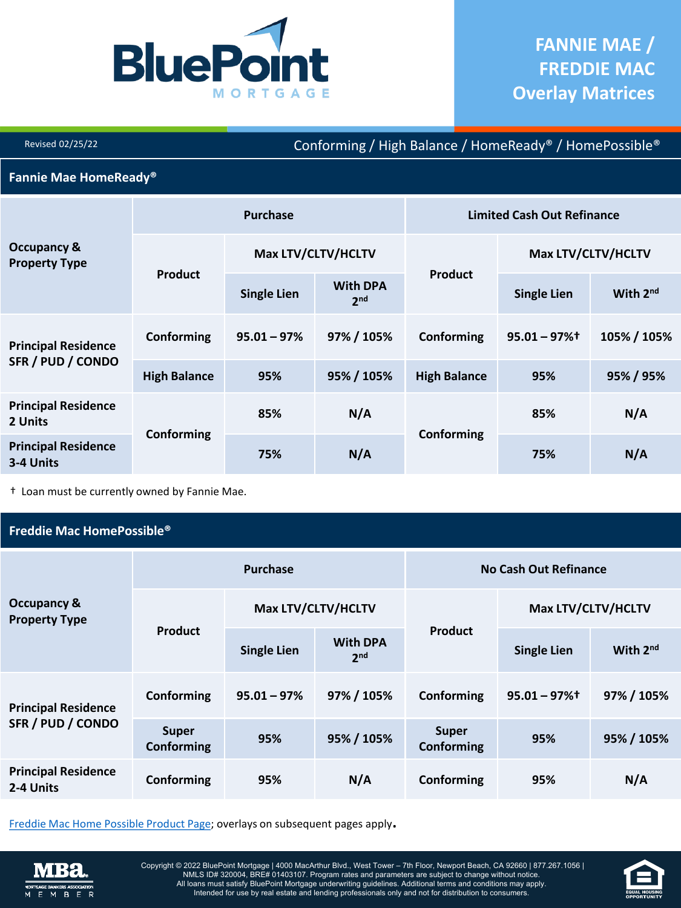# FANNIE MAE / FREDDIE MAC Overlay Matrices

Revised 02/25/22

Conforming / High Balance / HomeReady® / HomePossible®

## Fannie Mae HomeReady®

| Occupancy & Property Type | Purchase | | | Limited Cash Out Refinance | | |
|---|---|---|---|---|---|---|
| | Product | Max LTV/CLTV/HCLTV | | Product | Max LTV/CLTV/HCLTV | |
| | | Single Lien | With DPA 2nd | | Single Lien | With 2nd |
| Principal Residence SFR / PUD / CONDO | Conforming | 95.01 – 97% | 97% / 105% | Conforming | 95.01 – 97%† | 105% / 105% |
| | High Balance | 95% | 95% / 105% | High Balance | 95% | 95% / 95% |
| Principal Residence 2 Units | Conforming | 85% | N/A | Conforming | 85% | N/A |
| Principal Residence 3-4 Units | | 75% | N/A | | 75% | N/A |

† Loan must be currently owned by Fannie Mae.

## Freddie Mac HomePossible®

| Occupancy & Property Type | Purchase | | | No Cash Out Refinance | | |
|---|---|---|---|---|---|---|
| | Product | Max LTV/CLTV/HCLTV | | Product | Max LTV/CLTV/HCLTV | |
| | | Single Lien | With DPA 2nd | | Single Lien | With 2nd |
| Principal Residence SFR / PUD / CONDO | Conforming | 95.01 – 97% | 97% / 105% | Conforming | 95.01 – 97%† | 97% / 105% |
| | Super Conforming | 95% | 95% / 105% | Super Conforming | 95% | 95% / 105% |
| Principal Residence 2-4 Units | Conforming | 95% | N/A | Conforming | 95% | N/A |

Freddie Mac Home Possible Product Page; overlays on subsequent pages apply.

Copyright © 2022 BluePoint Mortgage | 4000 MacArthur Blvd., West Tower – 7th Floor, Newport Beach, CA 92660 | 877.267.1056 | NMLS ID# 320004, BRE# 01403107. Program rates and parameters are subject to change without notice. All loans must satisfy BluePoint Mortgage underwriting guidelines. Additional terms and conditions may apply. Intended for use by real estate and lending professionals only and not for distribution to consumers.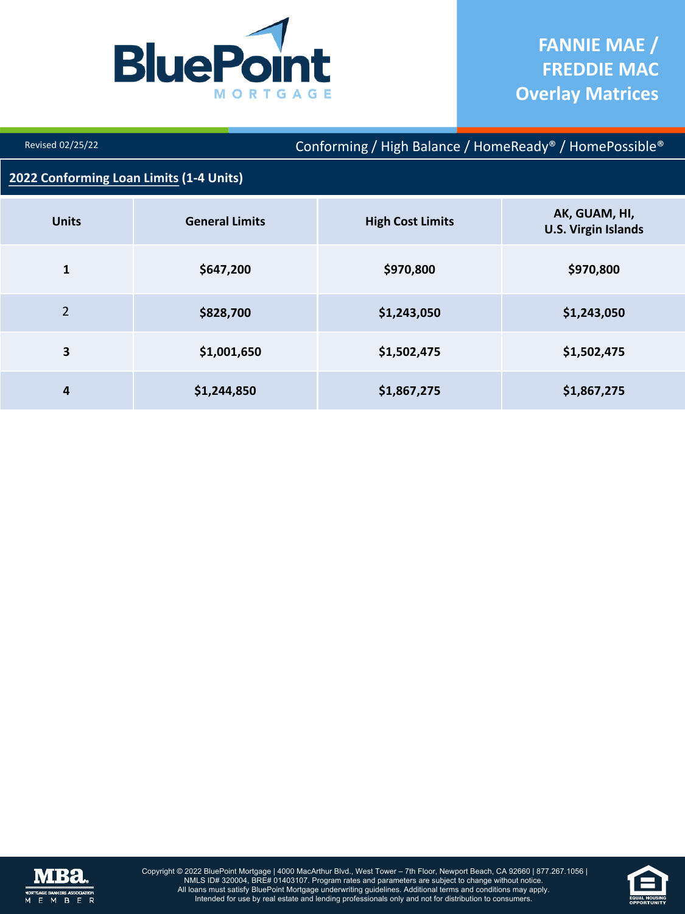# FANNIE MAE / FREDDIE MAC Overlay Matrices

Revised 02/25/22

Conforming / High Balance / HomeReady® / HomePossible®

## 2022 Conforming Loan Limits (1-4 Units)

| Units | General Limits | High Cost Limits | AK, GUAM, HI, U.S. Virgin Islands |
|---|---|---|---|
| 1 | $647,200 | $970,800 | $970,800 |
| 2 | $828,700 | $1,243,050 | $1,243,050 |
| 3 | $1,001,650 | $1,502,475 | $1,502,475 |
| 4 | $1,244,850 | $1,867,275 | $1,867,275 |

Copyright © 2022 BluePoint Mortgage | 4000 MacArthur Blvd., West Tower – 7th Floor, Newport Beach, CA 92660 | 877.267.1056 | NMLS ID# 320004, BRE# 01403107. Program rates and parameters are subject to change without notice. All loans must satisfy BluePoint Mortgage underwriting guidelines. Additional terms and conditions may apply. Intended for use by real estate and lending professionals only and not for distribution to consumers.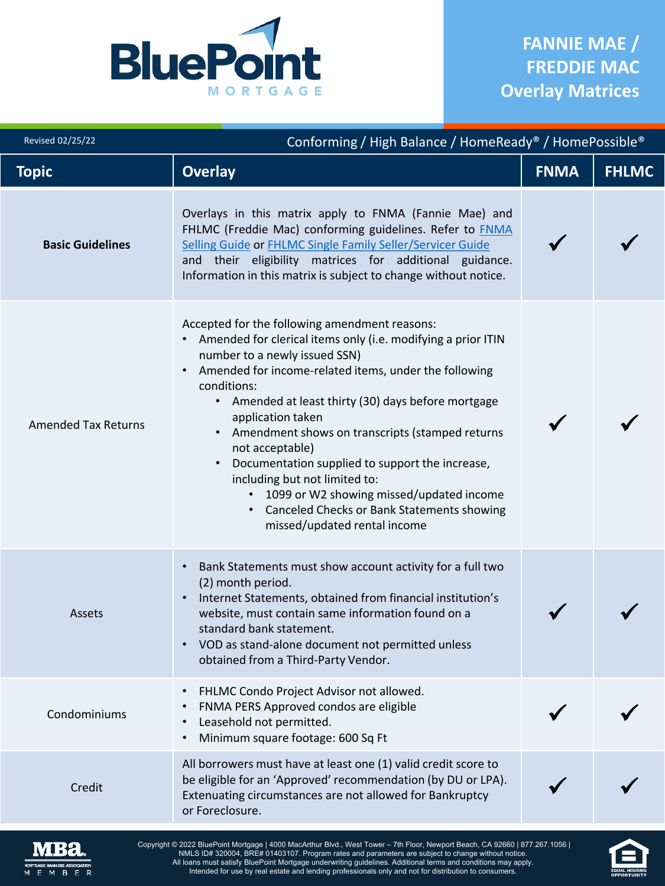# BluePoint MORTGAGE

## FANNIE MAE / FREDDIE MAC Overlay Matrices

Revised 02/25/22

Conforming / High Balance / HomeReady® / HomePossible®

| Topic | Overlay | FNMA | FHLMC |
|---|---|---|---|
| **Basic Guidelines** | Overlays in this matrix apply to FNMA (Fannie Mae) and FHLMC (Freddie Mac) conforming guidelines. Refer to FNMA Selling Guide or FHLMC Single Family Seller/Servicer Guide and their eligibility matrices for additional guidance. Information in this matrix is subject to change without notice. | ✓ | ✓ |
| Amended Tax Returns | Accepted for the following amendment reasons:<br>• Amended for clerical items only (i.e. modifying a prior ITIN number to a newly issued SSN)<br>• Amended for income-related items, under the following conditions:<br>  ◦ Amended at least thirty (30) days before mortgage application taken<br>  ◦ Amendment shows on transcripts (stamped returns not acceptable)<br>  ◦ Documentation supplied to support the increase, including but not limited to:<br>    ▪ 1099 or W2 showing missed/updated income<br>    ▪ Canceled Checks or Bank Statements showing missed/updated rental income | ✓ | ✓ |
| Assets | • Bank Statements must show account activity for a full two (2) month period.<br>• Internet Statements, obtained from financial institution's website, must contain same information found on a standard bank statement.<br>• VOD as stand-alone document not permitted unless obtained from a Third-Party Vendor. | ✓ | ✓ |
| Condominiums | • FHLMC Condo Project Advisor not allowed.<br>• FNMA PERS Approved condos are eligible<br>• Leasehold not permitted.<br>• Minimum square footage: 600 Sq Ft | ✓ | ✓ |
| Credit | All borrowers must have at least one (1) valid credit score to be eligible for an 'Approved' recommendation (by DU or LPA). Extenuating circumstances are not allowed for Bankruptcy or Foreclosure. | ✓ | ✓ |

Copyright © 2022 BluePoint Mortgage | 4000 MacArthur Blvd., West Tower – 7th Floor, Newport Beach, CA 92660 | 877.267.1056 | NMLS ID# 320004, BRE# 01403107. Program rates and parameters are subject to change without notice. All loans must satisfy BluePoint Mortgage underwriting guidelines. Additional terms and conditions may apply. Intended for use by real estate and lending professionals only and not for distribution to consumers.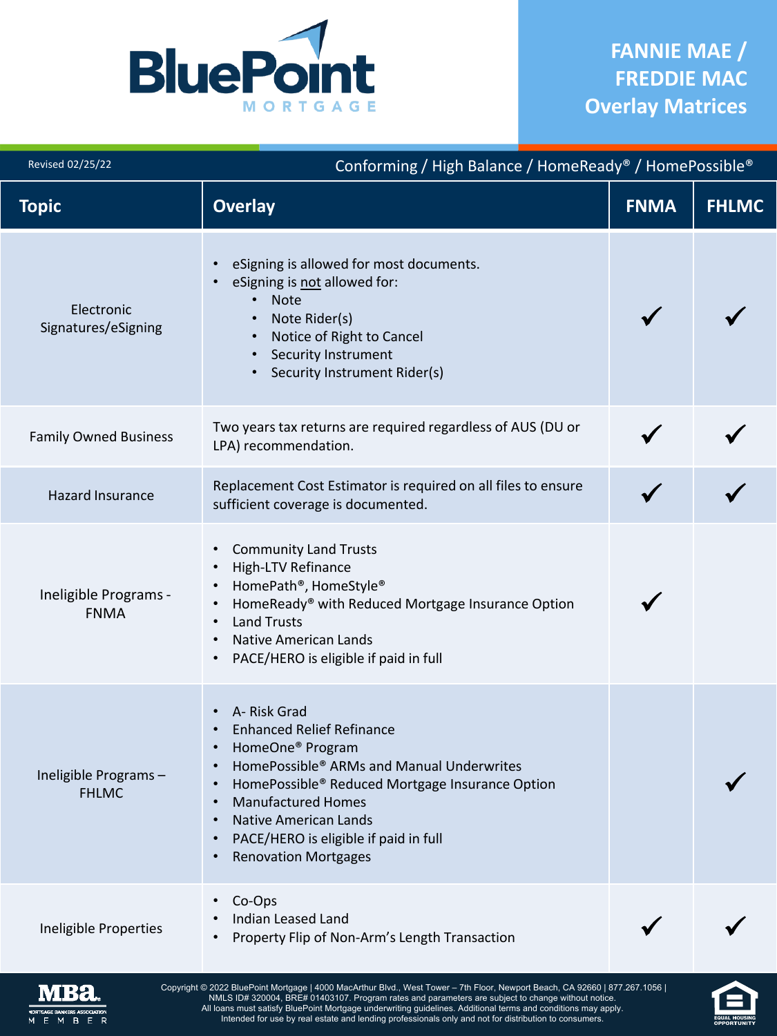# FANNIE MAE / FREDDIE MAC Overlay Matrices

Revised 02/25/22

Conforming / High Balance / HomeReady® / HomePossible®

| Topic | Overlay | FNMA | FHLMC |
|---|---|---|---|
| Electronic Signatures/eSigning | • eSigning is allowed for most documents.<br>• eSigning is not allowed for:<br>  • Note<br>  • Note Rider(s)<br>  • Notice of Right to Cancel<br>  • Security Instrument<br>  • Security Instrument Rider(s) | ✓ | ✓ |
| Family Owned Business | Two years tax returns are required regardless of AUS (DU or LPA) recommendation. | ✓ | ✓ |
| Hazard Insurance | Replacement Cost Estimator is required on all files to ensure sufficient coverage is documented. | ✓ | ✓ |
| Ineligible Programs - FNMA | • Community Land Trusts<br>• High-LTV Refinance<br>• HomePath®, HomeStyle®<br>• HomeReady® with Reduced Mortgage Insurance Option<br>• Land Trusts<br>• Native American Lands<br>• PACE/HERO is eligible if paid in full | ✓ | |
| Ineligible Programs – FHLMC | • A- Risk Grad<br>• Enhanced Relief Refinance<br>• HomeOne® Program<br>• HomePossible® ARMs and Manual Underwrites<br>• HomePossible® Reduced Mortgage Insurance Option<br>• Manufactured Homes<br>• Native American Lands<br>• PACE/HERO is eligible if paid in full<br>• Renovation Mortgages | | ✓ |
| Ineligible Properties | • Co-Ops<br>• Indian Leased Land<br>• Property Flip of Non-Arm's Length Transaction | ✓ | ✓ |

Copyright © 2022 BluePoint Mortgage | 4000 MacArthur Blvd., West Tower – 7th Floor, Newport Beach, CA 92660 | 877.267.1056 | NMLS ID# 320004, BRE# 01403107. Program rates and parameters are subject to change without notice. All loans must satisfy BluePoint Mortgage underwriting guidelines. Additional terms and conditions may apply. Intended for use by real estate and lending professionals only and not for distribution to consumers.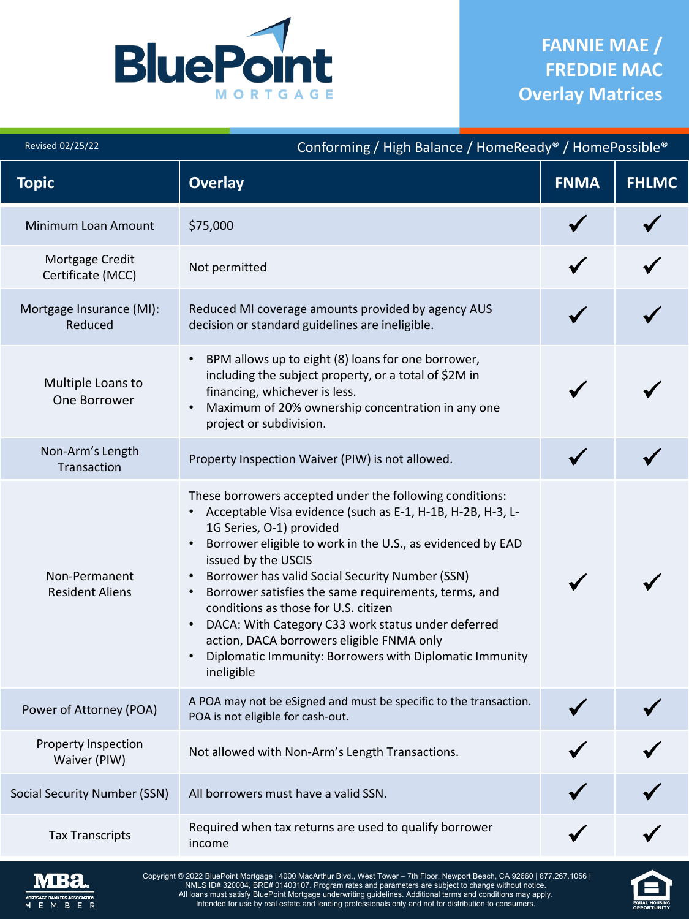BluePoint MORTGAGE

# FANNIE MAE / FREDDIE MAC Overlay Matrices

Revised 02/25/22

Conforming / High Balance / HomeReady® / HomePossible®

| Topic | Overlay | FNMA | FHLMC |
|---|---|---|---|
| Minimum Loan Amount | $75,000 | ✓ | ✓ |
| Mortgage Credit Certificate (MCC) | Not permitted | ✓ | ✓ |
| Mortgage Insurance (MI): Reduced | Reduced MI coverage amounts provided by agency AUS decision or standard guidelines are ineligible. | ✓ | ✓ |
| Multiple Loans to One Borrower | • BPM allows up to eight (8) loans for one borrower, including the subject property, or a total of $2M in financing, whichever is less.<br>• Maximum of 20% ownership concentration in any one project or subdivision. | ✓ | ✓ |
| Non-Arm's Length Transaction | Property Inspection Waiver (PIW) is not allowed. | ✓ | ✓ |
| Non-Permanent Resident Aliens | These borrowers accepted under the following conditions:<br>• Acceptable Visa evidence (such as E-1, H-1B, H-2B, H-3, L-1G Series, O-1) provided<br>• Borrower eligible to work in the U.S., as evidenced by EAD issued by the USCIS<br>• Borrower has valid Social Security Number (SSN)<br>• Borrower satisfies the same requirements, terms, and conditions as those for U.S. citizen<br>• DACA: With Category C33 work status under deferred action, DACA borrowers eligible FNMA only<br>• Diplomatic Immunity: Borrowers with Diplomatic Immunity ineligible | ✓ | ✓ |
| Power of Attorney (POA) | A POA may not be eSigned and must be specific to the transaction. POA is not eligible for cash-out. | ✓ | ✓ |
| Property Inspection Waiver (PIW) | Not allowed with Non-Arm's Length Transactions. | ✓ | ✓ |
| Social Security Number (SSN) | All borrowers must have a valid SSN. | ✓ | ✓ |
| Tax Transcripts | Required when tax returns are used to qualify borrower income | ✓ | ✓ |

Copyright © 2022 BluePoint Mortgage | 4000 MacArthur Blvd., West Tower – 7th Floor, Newport Beach, CA 92660 | 877.267.1056 | NMLS ID# 320004, BRE# 01403107. Program rates and parameters are subject to change without notice. All loans must satisfy BluePoint Mortgage underwriting guidelines. Additional terms and conditions may apply. Intended for use by real estate and lending professionals only and not for distribution to consumers.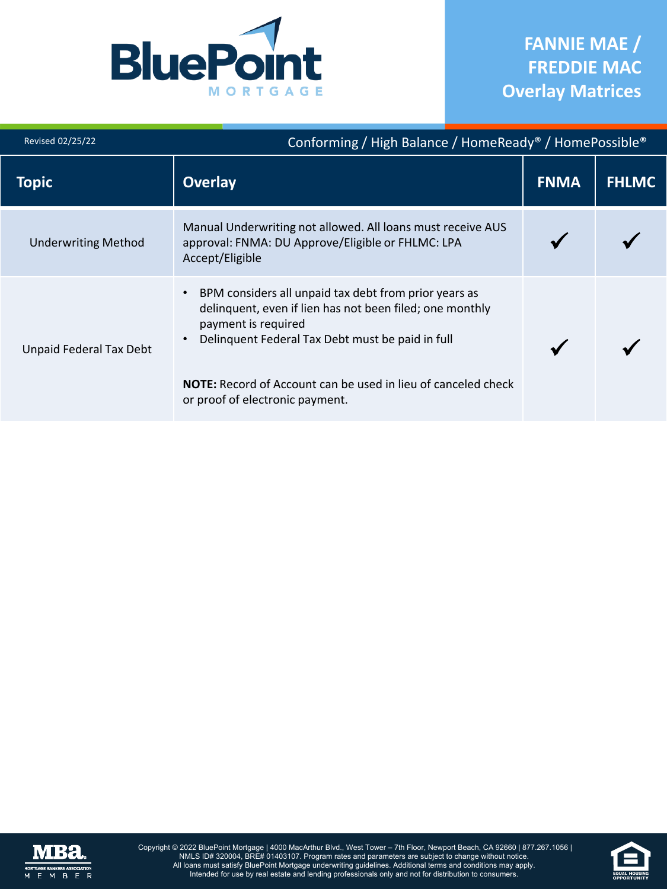# FANNIE MAE / FREDDIE MAC Overlay Matrices

Revised 02/25/22

Conforming / High Balance / HomeReady® / HomePossible®

| Topic | Overlay | FNMA | FHLMC |
|---|---|---|---|
| Underwriting Method | Manual Underwriting not allowed. All loans must receive AUS approval: FNMA: DU Approve/Eligible or FHLMC: LPA Accept/Eligible | ✓ | ✓ |
| Unpaid Federal Tax Debt | • BPM considers all unpaid tax debt from prior years as delinquent, even if lien has not been filed; one monthly payment is required<br>• Delinquent Federal Tax Debt must be paid in full<br><br>**NOTE:** Record of Account can be used in lieu of canceled check or proof of electronic payment. | ✓ | ✓ |

Copyright © 2022 BluePoint Mortgage | 4000 MacArthur Blvd., West Tower – 7th Floor, Newport Beach, CA 92660 | 877.267.1056 | NMLS ID# 320004, BRE# 01403107. Program rates and parameters are subject to change without notice. All loans must satisfy BluePoint Mortgage underwriting guidelines. Additional terms and conditions may apply. Intended for use by real estate and lending professionals only and not for distribution to consumers.